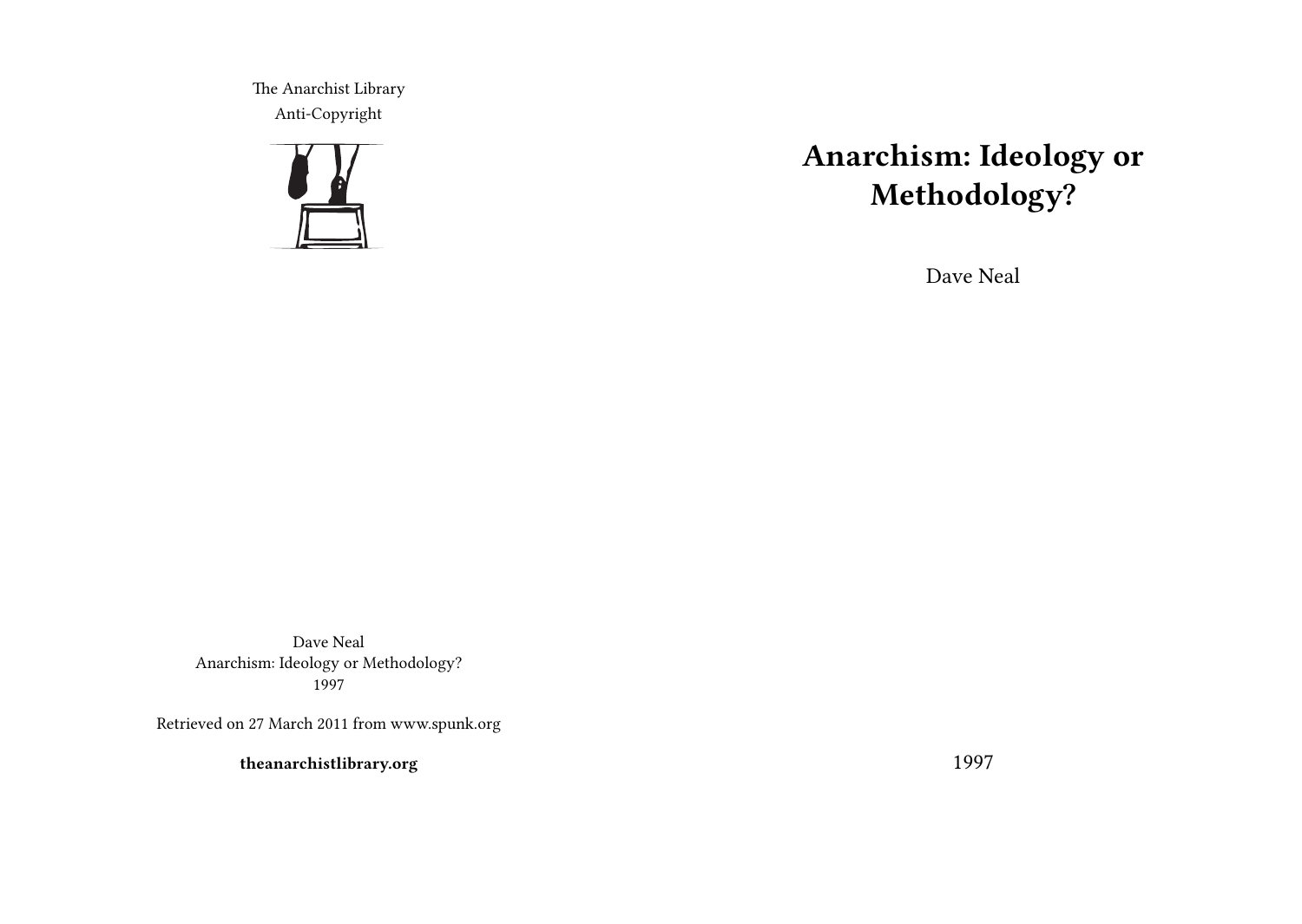The Anarchist Library
Anti-Copyright

# Anarchism: Ideology or Methodology?

Dave Neal

1997

Dave Neal
Anarchism: Ideology or Methodology?
1997

Retrieved on 27 March 2011 from www.spunk.org

**theanarchistlibrary.org**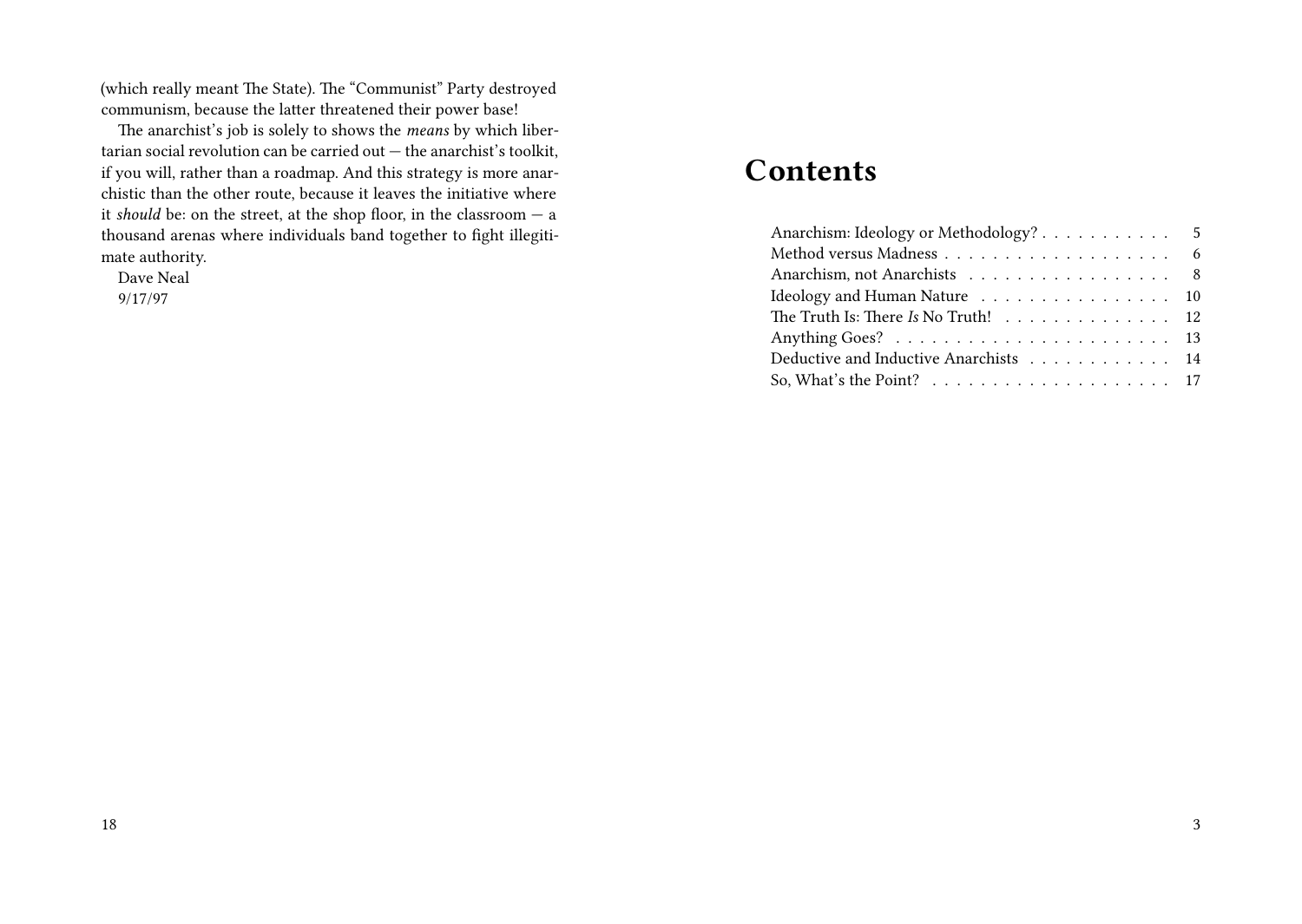(which really meant The State). The "Communist" Party destroyed communism, because the latter threatened their power base!

The anarchist's job is solely to shows the *means* by which libertarian social revolution can be carried out — the anarchist's toolkit, if you will, rather than a roadmap. And this strategy is more anarchistic than the other route, because it leaves the initiative where it *should* be: on the street, at the shop floor, in the classroom — a thousand arenas where individuals band together to fight illegitimate authority.

Dave Neal
9/17/97

# Contents

- Anarchism: Ideology or Methodology? . . . . . . . . . . . 5
- Method versus Madness . . . . . . . . . . . . . . . . . . . 6
- Anarchism, not Anarchists . . . . . . . . . . . . . . . . 8
- Ideology and Human Nature . . . . . . . . . . . . . . . . 10
- The Truth Is: There *Is* No Truth! . . . . . . . . . . . . . . 12
- Anything Goes? . . . . . . . . . . . . . . . . . . . . . . 13
- Deductive and Inductive Anarchists . . . . . . . . . . . . 14
- So, What's the Point? . . . . . . . . . . . . . . . . . . . 17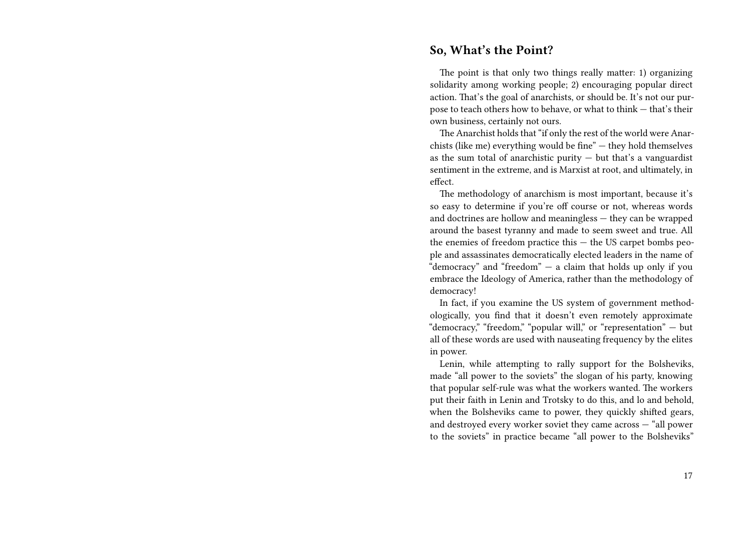## So, What's the Point?

The point is that only two things really matter: 1) organizing solidarity among working people; 2) encouraging popular direct action. That's the goal of anarchists, or should be. It's not our purpose to teach others how to behave, or what to think — that's their own business, certainly not ours.

The Anarchist holds that "if only the rest of the world were Anarchists (like me) everything would be fine" — they hold themselves as the sum total of anarchistic purity — but that's a vanguardist sentiment in the extreme, and is Marxist at root, and ultimately, in effect.

The methodology of anarchism is most important, because it's so easy to determine if you're off course or not, whereas words and doctrines are hollow and meaningless — they can be wrapped around the basest tyranny and made to seem sweet and true. All the enemies of freedom practice this — the US carpet bombs people and assassinates democratically elected leaders in the name of "democracy" and "freedom" — a claim that holds up only if you embrace the Ideology of America, rather than the methodology of democracy!

In fact, if you examine the US system of government methodologically, you find that it doesn't even remotely approximate "democracy," "freedom," "popular will," or "representation" — but all of these words are used with nauseating frequency by the elites in power.

Lenin, while attempting to rally support for the Bolsheviks, made "all power to the soviets" the slogan of his party, knowing that popular self-rule was what the workers wanted. The workers put their faith in Lenin and Trotsky to do this, and lo and behold, when the Bolsheviks came to power, they quickly shifted gears, and destroyed every worker soviet they came across — "all power to the soviets" in practice became "all power to the Bolsheviks"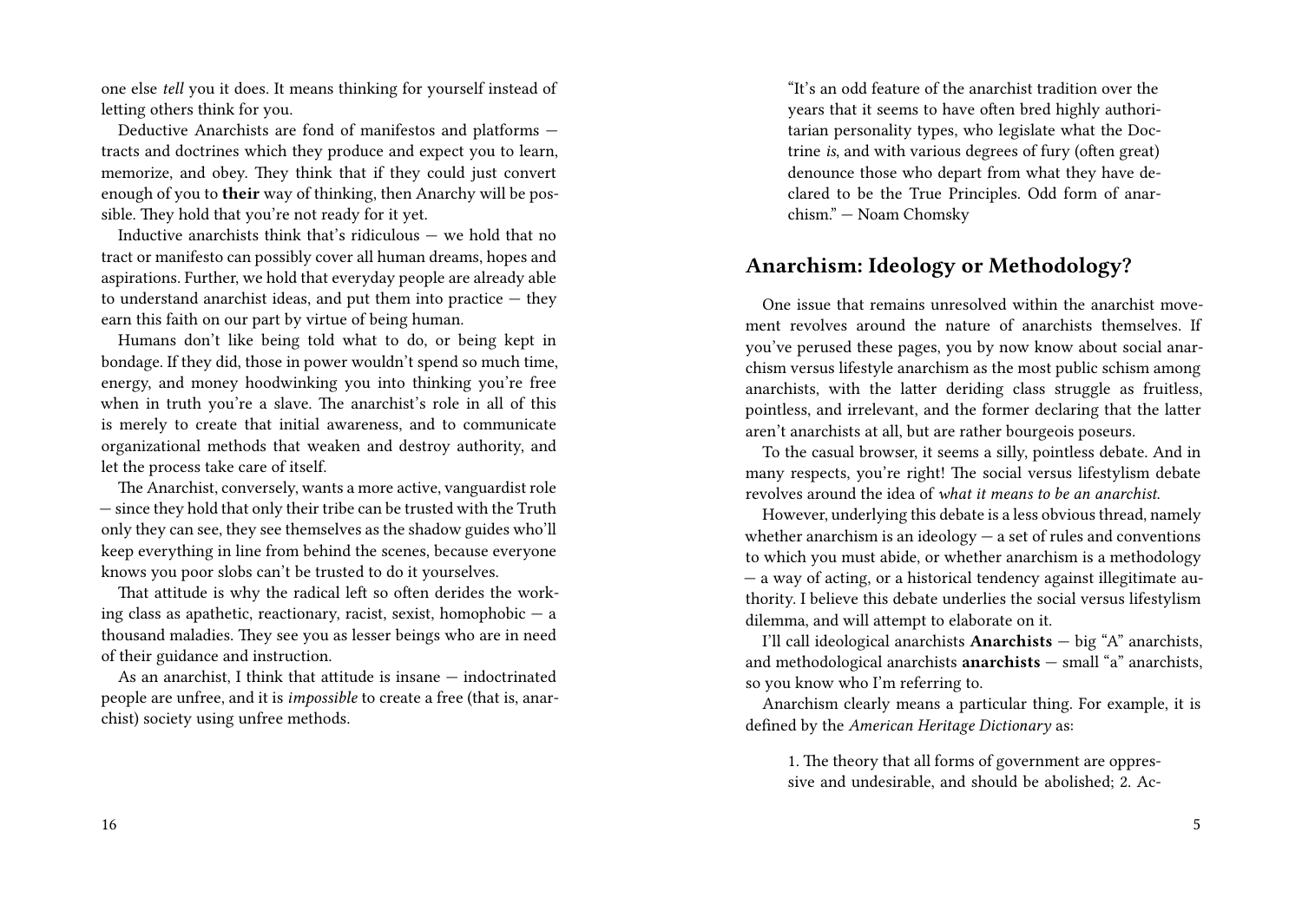one else *tell* you it does. It means thinking for yourself instead of letting others think for you.

Deductive Anarchists are fond of manifestos and platforms — tracts and doctrines which they produce and expect you to learn, memorize, and obey. They think that if they could just convert enough of you to **their** way of thinking, then Anarchy will be possible. They hold that you're not ready for it yet.

Inductive anarchists think that's ridiculous — we hold that no tract or manifesto can possibly cover all human dreams, hopes and aspirations. Further, we hold that everyday people are already able to understand anarchist ideas, and put them into practice — they earn this faith on our part by virtue of being human.

Humans don't like being told what to do, or being kept in bondage. If they did, those in power wouldn't spend so much time, energy, and money hoodwinking you into thinking you're free when in truth you're a slave. The anarchist's role in all of this is merely to create that initial awareness, and to communicate organizational methods that weaken and destroy authority, and let the process take care of itself.

The Anarchist, conversely, wants a more active, vanguardist role — since they hold that only their tribe can be trusted with the Truth only they can see, they see themselves as the shadow guides who'll keep everything in line from behind the scenes, because everyone knows you poor slobs can't be trusted to do it yourselves.

That attitude is why the radical left so often derides the working class as apathetic, reactionary, racist, sexist, homophobic — a thousand maladies. They see you as lesser beings who are in need of their guidance and instruction.

As an anarchist, I think that attitude is insane — indoctrinated people are unfree, and it is *impossible* to create a free (that is, anarchist) society using unfree methods.

> "It's an odd feature of the anarchist tradition over the years that it seems to have often bred highly authoritarian personality types, who legislate what the Doctrine *is*, and with various degrees of fury (often great) denounce those who depart from what they have declared to be the True Principles. Odd form of anarchism." — Noam Chomsky

## Anarchism: Ideology or Methodology?

One issue that remains unresolved within the anarchist movement revolves around the nature of anarchists themselves. If you've perused these pages, you by now know about social anarchism versus lifestyle anarchism as the most public schism among anarchists, with the latter deriding class struggle as fruitless, pointless, and irrelevant, and the former declaring that the latter aren't anarchists at all, but are rather bourgeois poseurs.

To the casual browser, it seems a silly, pointless debate. And in many respects, you're right! The social versus lifestylism debate revolves around the idea of *what it means to be an anarchist*.

However, underlying this debate is a less obvious thread, namely whether anarchism is an ideology — a set of rules and conventions to which you must abide, or whether anarchism is a methodology — a way of acting, or a historical tendency against illegitimate authority. I believe this debate underlies the social versus lifestylism dilemma, and will attempt to elaborate on it.

I'll call ideological anarchists **Anarchists** — big "A" anarchists, and methodological anarchists **anarchists** — small "a" anarchists, so you know who I'm referring to.

Anarchism clearly means a particular thing. For example, it is defined by the *American Heritage Dictionary* as:

> 1. The theory that all forms of government are oppressive and undesirable, and should be abolished; 2. Ac-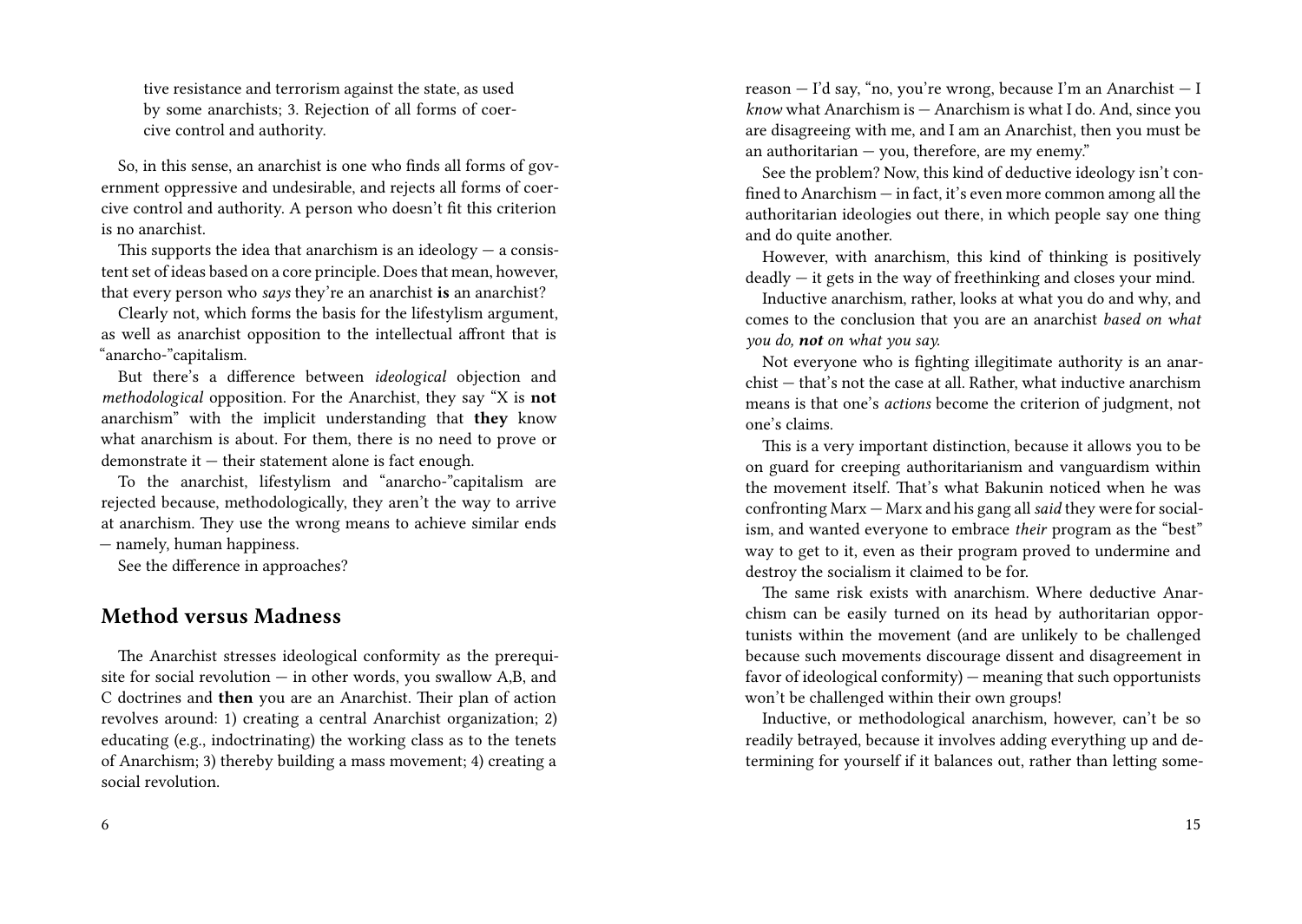tive resistance and terrorism against the state, as used by some anarchists; 3. Rejection of all forms of coercive control and authority.

So, in this sense, an anarchist is one who finds all forms of government oppressive and undesirable, and rejects all forms of coercive control and authority. A person who doesn't fit this criterion is no anarchist.

This supports the idea that anarchism is an ideology — a consistent set of ideas based on a core principle. Does that mean, however, that every person who *says* they're an anarchist **is** an anarchist?

Clearly not, which forms the basis for the lifestylism argument, as well as anarchist opposition to the intellectual affront that is "anarcho-"capitalism.

But there's a difference between *ideological* objection and *methodological* opposition. For the Anarchist, they say "X is **not** anarchism" with the implicit understanding that **they** know what anarchism is about. For them, there is no need to prove or demonstrate it — their statement alone is fact enough.

To the anarchist, lifestylism and "anarcho-"capitalism are rejected because, methodologically, they aren't the way to arrive at anarchism. They use the wrong means to achieve similar ends — namely, human happiness.

See the difference in approaches?

## Method versus Madness

The Anarchist stresses ideological conformity as the prerequisite for social revolution — in other words, you swallow A,B, and C doctrines and **then** you are an Anarchist. Their plan of action revolves around: 1) creating a central Anarchist organization; 2) educating (e.g., indoctrinating) the working class as to the tenets of Anarchism; 3) thereby building a mass movement; 4) creating a social revolution.

reason — I'd say, "no, you're wrong, because I'm an Anarchist — I *know* what Anarchism is — Anarchism is what I do. And, since you are disagreeing with me, and I am an Anarchist, then you must be an authoritarian — you, therefore, are my enemy."

See the problem? Now, this kind of deductive ideology isn't confined to Anarchism — in fact, it's even more common among all the authoritarian ideologies out there, in which people say one thing and do quite another.

However, with anarchism, this kind of thinking is positively deadly — it gets in the way of freethinking and closes your mind.

Inductive anarchism, rather, looks at what you do and why, and comes to the conclusion that you are an anarchist *based on what you do,* ***not*** *on what you say.*

Not everyone who is fighting illegitimate authority is an anarchist — that's not the case at all. Rather, what inductive anarchism means is that one's *actions* become the criterion of judgment, not one's claims.

This is a very important distinction, because it allows you to be on guard for creeping authoritarianism and vanguardism within the movement itself. That's what Bakunin noticed when he was confronting Marx — Marx and his gang all *said* they were for socialism, and wanted everyone to embrace *their* program as the "best" way to get to it, even as their program proved to undermine and destroy the socialism it claimed to be for.

The same risk exists with anarchism. Where deductive Anarchism can be easily turned on its head by authoritarian opportunists within the movement (and are unlikely to be challenged because such movements discourage dissent and disagreement in favor of ideological conformity) — meaning that such opportunists won't be challenged within their own groups!

Inductive, or methodological anarchism, however, can't be so readily betrayed, because it involves adding everything up and determining for yourself if it balances out, rather than letting some-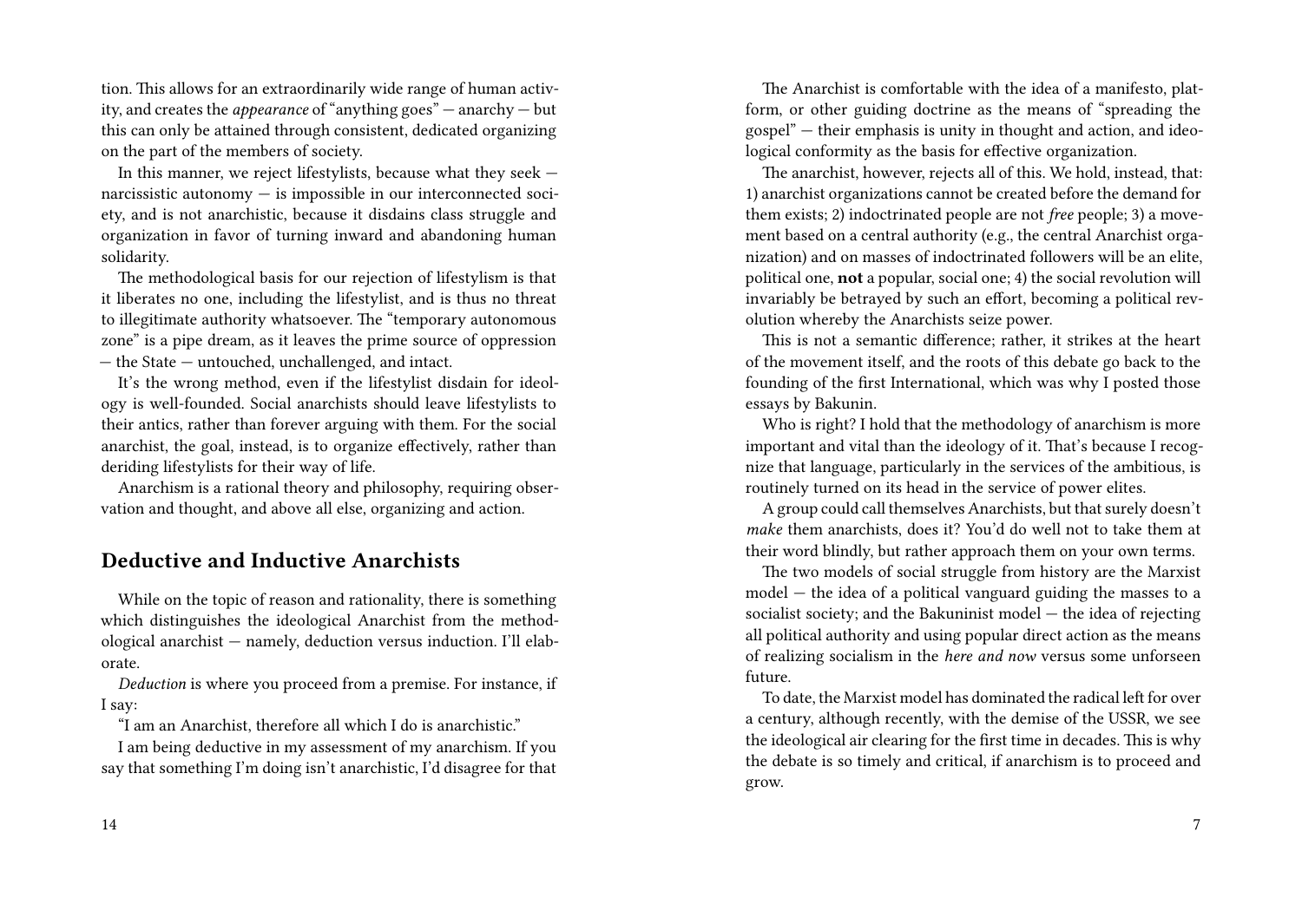tion. This allows for an extraordinarily wide range of human activity, and creates the *appearance* of "anything goes" — anarchy — but this can only be attained through consistent, dedicated organizing on the part of the members of society.

In this manner, we reject lifestylists, because what they seek — narcissistic autonomy — is impossible in our interconnected society, and is not anarchistic, because it disdains class struggle and organization in favor of turning inward and abandoning human solidarity.

The methodological basis for our rejection of lifestylism is that it liberates no one, including the lifestylist, and is thus no threat to illegitimate authority whatsoever. The "temporary autonomous zone" is a pipe dream, as it leaves the prime source of oppression — the State — untouched, unchallenged, and intact.

It's the wrong method, even if the lifestylist disdain for ideology is well-founded. Social anarchists should leave lifestylists to their antics, rather than forever arguing with them. For the social anarchist, the goal, instead, is to organize effectively, rather than deriding lifestylists for their way of life.

Anarchism is a rational theory and philosophy, requiring observation and thought, and above all else, organizing and action.

## Deductive and Inductive Anarchists

While on the topic of reason and rationality, there is something which distinguishes the ideological Anarchist from the methodological anarchist — namely, deduction versus induction. I'll elaborate.

*Deduction* is where you proceed from a premise. For instance, if I say:

"I am an Anarchist, therefore all which I do is anarchistic."

I am being deductive in my assessment of my anarchism. If you say that something I'm doing isn't anarchistic, I'd disagree for that

The Anarchist is comfortable with the idea of a manifesto, platform, or other guiding doctrine as the means of "spreading the gospel" — their emphasis is unity in thought and action, and ideological conformity as the basis for effective organization.

The anarchist, however, rejects all of this. We hold, instead, that: 1) anarchist organizations cannot be created before the demand for them exists; 2) indoctrinated people are not *free* people; 3) a movement based on a central authority (e.g., the central Anarchist organization) and on masses of indoctrinated followers will be an elite, political one, **not** a popular, social one; 4) the social revolution will invariably be betrayed by such an effort, becoming a political revolution whereby the Anarchists seize power.

This is not a semantic difference; rather, it strikes at the heart of the movement itself, and the roots of this debate go back to the founding of the first International, which was why I posted those essays by Bakunin.

Who is right? I hold that the methodology of anarchism is more important and vital than the ideology of it. That's because I recognize that language, particularly in the services of the ambitious, is routinely turned on its head in the service of power elites.

A group could call themselves Anarchists, but that surely doesn't *make* them anarchists, does it? You'd do well not to take them at their word blindly, but rather approach them on your own terms.

The two models of social struggle from history are the Marxist model — the idea of a political vanguard guiding the masses to a socialist society; and the Bakuninist model — the idea of rejecting all political authority and using popular direct action as the means of realizing socialism in the *here and now* versus some unforseen future.

To date, the Marxist model has dominated the radical left for over a century, although recently, with the demise of the USSR, we see the ideological air clearing for the first time in decades. This is why the debate is so timely and critical, if anarchism is to proceed and grow.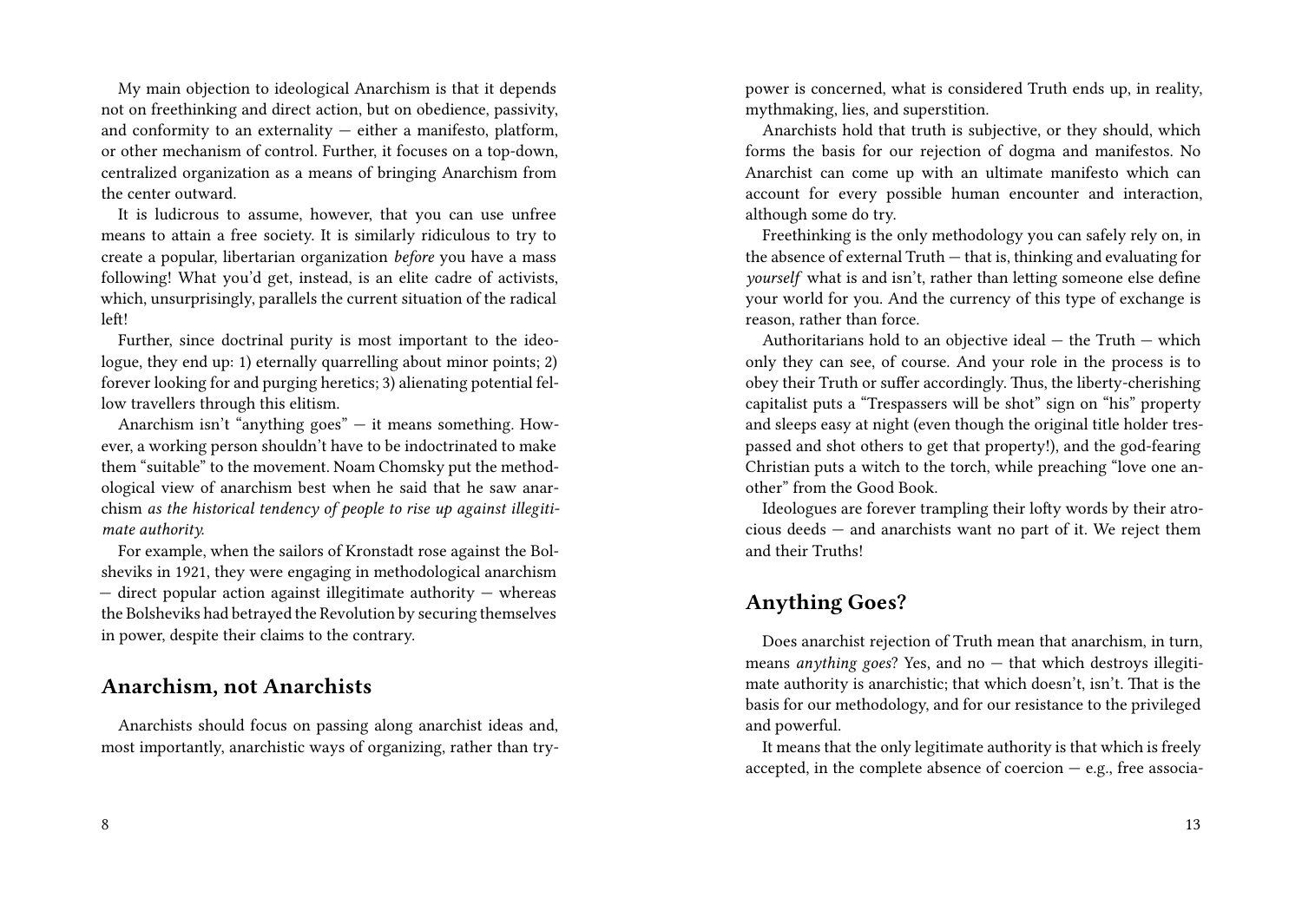My main objection to ideological Anarchism is that it depends not on freethinking and direct action, but on obedience, passivity, and conformity to an externality — either a manifesto, platform, or other mechanism of control. Further, it focuses on a top-down, centralized organization as a means of bringing Anarchism from the center outward.

It is ludicrous to assume, however, that you can use unfree means to attain a free society. It is similarly ridiculous to try to create a popular, libertarian organization *before* you have a mass following! What you'd get, instead, is an elite cadre of activists, which, unsurprisingly, parallels the current situation of the radical left!

Further, since doctrinal purity is most important to the ideologue, they end up: 1) eternally quarrelling about minor points; 2) forever looking for and purging heretics; 3) alienating potential fellow travellers through this elitism.

Anarchism isn't "anything goes" — it means something. However, a working person shouldn't have to be indoctrinated to make them "suitable" to the movement. Noam Chomsky put the methodological view of anarchism best when he said that he saw anarchism *as the historical tendency of people to rise up against illegitimate authority.*

For example, when the sailors of Kronstadt rose against the Bolsheviks in 1921, they were engaging in methodological anarchism — direct popular action against illegitimate authority — whereas the Bolsheviks had betrayed the Revolution by securing themselves in power, despite their claims to the contrary.

## Anarchism, not Anarchists

Anarchists should focus on passing along anarchist ideas and, most importantly, anarchistic ways of organizing, rather than try-

power is concerned, what is considered Truth ends up, in reality, mythmaking, lies, and superstition.

Anarchists hold that truth is subjective, or they should, which forms the basis for our rejection of dogma and manifestos. No Anarchist can come up with an ultimate manifesto which can account for every possible human encounter and interaction, although some do try.

Freethinking is the only methodology you can safely rely on, in the absence of external Truth — that is, thinking and evaluating for *yourself* what is and isn't, rather than letting someone else define your world for you. And the currency of this type of exchange is reason, rather than force.

Authoritarians hold to an objective ideal — the Truth — which only they can see, of course. And your role in the process is to obey their Truth or suffer accordingly. Thus, the liberty-cherishing capitalist puts a "Trespassers will be shot" sign on "his" property and sleeps easy at night (even though the original title holder trespassed and shot others to get that property!), and the god-fearing Christian puts a witch to the torch, while preaching "love one another" from the Good Book.

Ideologues are forever trampling their lofty words by their atrocious deeds — and anarchists want no part of it. We reject them and their Truths!

## Anything Goes?

Does anarchist rejection of Truth mean that anarchism, in turn, means *anything goes*? Yes, and no — that which destroys illegitimate authority is anarchistic; that which doesn't, isn't. That is the basis for our methodology, and for our resistance to the privileged and powerful.

It means that the only legitimate authority is that which is freely accepted, in the complete absence of coercion — e.g., free associa-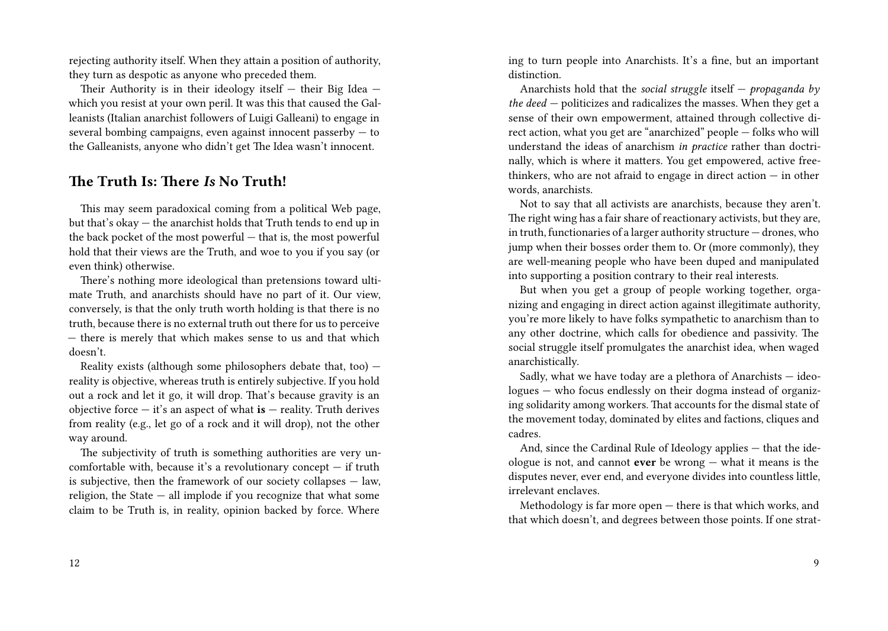rejecting authority itself. When they attain a position of authority, they turn as despotic as anyone who preceded them.

Their Authority is in their ideology itself — their Big Idea — which you resist at your own peril. It was this that caused the Galleanists (Italian anarchist followers of Luigi Galleani) to engage in several bombing campaigns, even against innocent passerby — to the Galleanists, anyone who didn't get The Idea wasn't innocent.

## The Truth Is: There *Is* No Truth!

This may seem paradoxical coming from a political Web page, but that's okay — the anarchist holds that Truth tends to end up in the back pocket of the most powerful — that is, the most powerful hold that their views are the Truth, and woe to you if you say (or even think) otherwise.

There's nothing more ideological than pretensions toward ultimate Truth, and anarchists should have no part of it. Our view, conversely, is that the only truth worth holding is that there is no truth, because there is no external truth out there for us to perceive — there is merely that which makes sense to us and that which doesn't.

Reality exists (although some philosophers debate that, too) — reality is objective, whereas truth is entirely subjective. If you hold out a rock and let it go, it will drop. That's because gravity is an objective force — it's an aspect of what **is** — reality. Truth derives from reality (e.g., let go of a rock and it will drop), not the other way around.

The subjectivity of truth is something authorities are very uncomfortable with, because it's a revolutionary concept — if truth is subjective, then the framework of our society collapses — law, religion, the State — all implode if you recognize that what some claim to be Truth is, in reality, opinion backed by force. Where

ing to turn people into Anarchists. It's a fine, but an important distinction.

Anarchists hold that the *social struggle* itself — *propaganda by the deed* — politicizes and radicalizes the masses. When they get a sense of their own empowerment, attained through collective direct action, what you get are "anarchized" people — folks who will understand the ideas of anarchism *in practice* rather than doctrinally, which is where it matters. You get empowered, active freethinkers, who are not afraid to engage in direct action — in other words, anarchists.

Not to say that all activists are anarchists, because they aren't. The right wing has a fair share of reactionary activists, but they are, in truth, functionaries of a larger authority structure — drones, who jump when their bosses order them to. Or (more commonly), they are well-meaning people who have been duped and manipulated into supporting a position contrary to their real interests.

But when you get a group of people working together, organizing and engaging in direct action against illegitimate authority, you're more likely to have folks sympathetic to anarchism than to any other doctrine, which calls for obedience and passivity. The social struggle itself promulgates the anarchist idea, when waged anarchistically.

Sadly, what we have today are a plethora of Anarchists — ideologues — who focus endlessly on their dogma instead of organizing solidarity among workers. That accounts for the dismal state of the movement today, dominated by elites and factions, cliques and cadres.

And, since the Cardinal Rule of Ideology applies — that the ideologue is not, and cannot **ever** be wrong — what it means is the disputes never, ever end, and everyone divides into countless little, irrelevant enclaves.

Methodology is far more open — there is that which works, and that which doesn't, and degrees between those points. If one strat-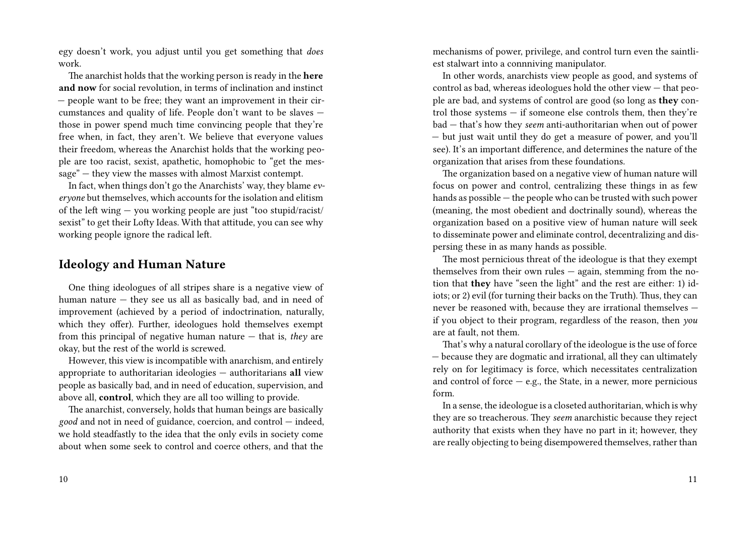egy doesn't work, you adjust until you get something that *does* work.

The anarchist holds that the working person is ready in the **here and now** for social revolution, in terms of inclination and instinct — people want to be free; they want an improvement in their circumstances and quality of life. People don't want to be slaves — those in power spend much time convincing people that they're free when, in fact, they aren't. We believe that everyone values their freedom, whereas the Anarchist holds that the working people are too racist, sexist, apathetic, homophobic to "get the message" — they view the masses with almost Marxist contempt.

In fact, when things don't go the Anarchists' way, they blame *everyone* but themselves, which accounts for the isolation and elitism of the left wing — you working people are just "too stupid/racist/sexist" to get their Lofty Ideas. With that attitude, you can see why working people ignore the radical left.

## Ideology and Human Nature

One thing ideologues of all stripes share is a negative view of human nature — they see us all as basically bad, and in need of improvement (achieved by a period of indoctrination, naturally, which they offer). Further, ideologues hold themselves exempt from this principal of negative human nature — that is, *they* are okay, but the rest of the world is screwed.

However, this view is incompatible with anarchism, and entirely appropriate to authoritarian ideologies — authoritarians **all** view people as basically bad, and in need of education, supervision, and above all, **control**, which they are all too willing to provide.

The anarchist, conversely, holds that human beings are basically *good* and not in need of guidance, coercion, and control — indeed, we hold steadfastly to the idea that the only evils in society come about when some seek to control and coerce others, and that the mechanisms of power, privilege, and control turn even the saintliest stalwart into a connniving manipulator.

In other words, anarchists view people as good, and systems of control as bad, whereas ideologues hold the other view — that people are bad, and systems of control are good (so long as **they** control those systems — if someone else controls them, then they're bad — that's how they *seem* anti-authoritarian when out of power — but just wait until they do get a measure of power, and you'll see). It's an important difference, and determines the nature of the organization that arises from these foundations.

The organization based on a negative view of human nature will focus on power and control, centralizing these things in as few hands as possible — the people who can be trusted with such power (meaning, the most obedient and doctrinally sound), whereas the organization based on a positive view of human nature will seek to disseminate power and eliminate control, decentralizing and dispersing these in as many hands as possible.

The most pernicious threat of the ideologue is that they exempt themselves from their own rules — again, stemming from the notion that **they** have "seen the light" and the rest are either: 1) idiots; or 2) evil (for turning their backs on the Truth). Thus, they can never be reasoned with, because they are irrational themselves — if you object to their program, regardless of the reason, then *you* are at fault, not them.

That's why a natural corollary of the ideologue is the use of force — because they are dogmatic and irrational, all they can ultimately rely on for legitimacy is force, which necessitates centralization and control of force — e.g., the State, in a newer, more pernicious form.

In a sense, the ideologue is a closeted authoritarian, which is why they are so treacherous. They *seem* anarchistic because they reject authority that exists when they have no part in it; however, they are really objecting to being disempowered themselves, rather than